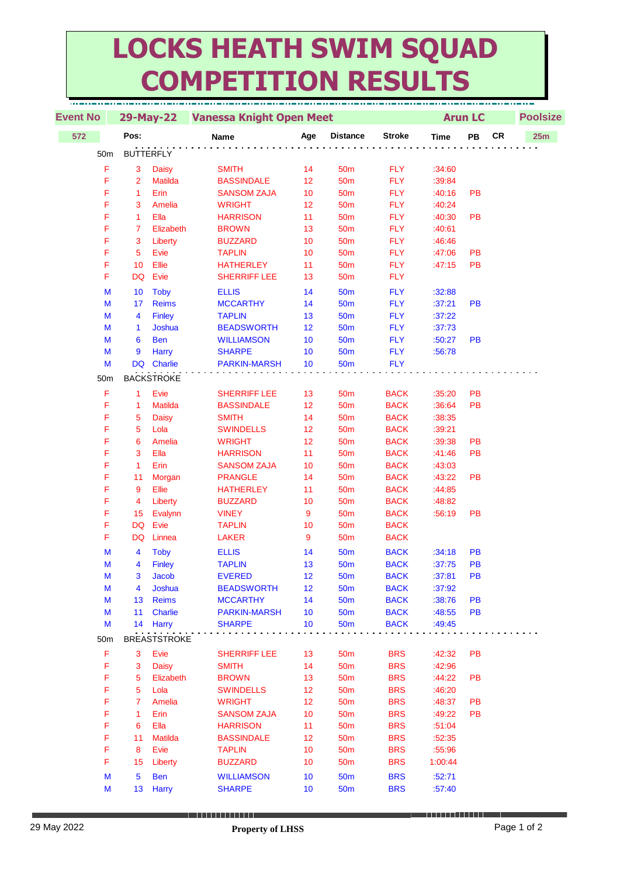# LOCKS HEATH SWIM SQUAD COMPETITION RESULTS

| Event No | 29-May-22 | Vanessa Knight Open Meet | | | | | Arun LC | | | Poolsize |
|---|---|---|---|---|---|---|---|---|---|---|
| 572 | Pos: | Name | | Age | Distance | Stroke | Time | PB | CR | 25m |

| | Pos | First Name | Surname | Age | Distance | Stroke | Time | PB | CR |
|---|---|---|---|---|---|---|---|---|---|
| **50m** | **BUTTERFLY** | | | | | | | | |
| F | 3 | Daisy | SMITH | 14 | 50m | FLY | :34:60 | | |
| F | 2 | Matilda | BASSINDALE | 12 | 50m | FLY | :39:84 | | |
| F | 1 | Erin | SANSOM ZAJA | 10 | 50m | FLY | :40:16 | PB | |
| F | 3 | Amelia | WRIGHT | 12 | 50m | FLY | :40:24 | | |
| F | 1 | Ella | HARRISON | 11 | 50m | FLY | :40:30 | PB | |
| F | 7 | Elizabeth | BROWN | 13 | 50m | FLY | :40:61 | | |
| F | 3 | Liberty | BUZZARD | 10 | 50m | FLY | :46:46 | | |
| F | 5 | Evie | TAPLIN | 10 | 50m | FLY | :47:06 | PB | |
| F | 10 | Ellie | HATHERLEY | 11 | 50m | FLY | :47:15 | PB | |
| F | DQ | Evie | SHERRIFF LEE | 13 | 50m | FLY | | | |
| M | 10 | Toby | ELLIS | 14 | 50m | FLY | :32:88 | | |
| M | 17 | Reims | MCCARTHY | 14 | 50m | FLY | :37:21 | PB | |
| M | 4 | Finley | TAPLIN | 13 | 50m | FLY | :37:22 | | |
| M | 1 | Joshua | BEADSWORTH | 12 | 50m | FLY | :37:73 | | |
| M | 6 | Ben | WILLIAMSON | 10 | 50m | FLY | :50:27 | PB | |
| M | 9 | Harry | SHARPE | 10 | 50m | FLY | :56:78 | | |
| M | DQ | Charlie | PARKIN-MARSH | 10 | 50m | FLY | | | |
| **50m** | **BACKSTROKE** | | | | | | | | |
| F | 1 | Evie | SHERRIFF LEE | 13 | 50m | BACK | :35:20 | PB | |
| F | 1 | Matilda | BASSINDALE | 12 | 50m | BACK | :36:64 | PB | |
| F | 5 | Daisy | SMITH | 14 | 50m | BACK | :38:35 | | |
| F | 5 | Lola | SWINDELLS | 12 | 50m | BACK | :39:21 | | |
| F | 6 | Amelia | WRIGHT | 12 | 50m | BACK | :39:38 | PB | |
| F | 3 | Ella | HARRISON | 11 | 50m | BACK | :41:46 | PB | |
| F | 1 | Erin | SANSOM ZAJA | 10 | 50m | BACK | :43:03 | | |
| F | 11 | Morgan | PRANGLE | 14 | 50m | BACK | :43:22 | PB | |
| F | 9 | Ellie | HATHERLEY | 11 | 50m | BACK | :44:85 | | |
| F | 4 | Liberty | BUZZARD | 10 | 50m | BACK | :48:82 | | |
| F | 15 | Evalynn | VINEY | 9 | 50m | BACK | :56:19 | PB | |
| F | DQ | Evie | TAPLIN | 10 | 50m | BACK | | | |
| F | DQ | Linnea | LAKER | 9 | 50m | BACK | | | |
| M | 4 | Toby | ELLIS | 14 | 50m | BACK | :34:18 | PB | |
| M | 4 | Finley | TAPLIN | 13 | 50m | BACK | :37:75 | PB | |
| M | 3 | Jacob | EVERED | 12 | 50m | BACK | :37:81 | PB | |
| M | 4 | Joshua | BEADSWORTH | 12 | 50m | BACK | :37:92 | | |
| M | 13 | Reims | MCCARTHY | 14 | 50m | BACK | :38:76 | PB | |
| M | 11 | Charlie | PARKIN-MARSH | 10 | 50m | BACK | :48:55 | PB | |
| M | 14 | Harry | SHARPE | 10 | 50m | BACK | :49:45 | | |
| **50m** | **BREASTSTROKE** | | | | | | | | |
| F | 3 | Evie | SHERRIFF LEE | 13 | 50m | BRS | :42:32 | PB | |
| F | 3 | Daisy | SMITH | 14 | 50m | BRS | :42:96 | | |
| F | 5 | Elizabeth | BROWN | 13 | 50m | BRS | :44:22 | PB | |
| F | 5 | Lola | SWINDELLS | 12 | 50m | BRS | :46:20 | | |
| F | 7 | Amelia | WRIGHT | 12 | 50m | BRS | :48:37 | PB | |
| F | 1 | Erin | SANSOM ZAJA | 10 | 50m | BRS | :49:22 | PB | |
| F | 6 | Ella | HARRISON | 11 | 50m | BRS | :51:04 | | |
| F | 11 | Matilda | BASSINDALE | 12 | 50m | BRS | :52:35 | | |
| F | 8 | Evie | TAPLIN | 10 | 50m | BRS | :55:96 | | |
| F | 15 | Liberty | BUZZARD | 10 | 50m | BRS | 1:00:44 | | |
| M | 5 | Ben | WILLIAMSON | 10 | 50m | BRS | :52:71 | | |
| M | 13 | Harry | SHARPE | 10 | 50m | BRS | :57:40 | | |

29 May 2022 — Property of LHSS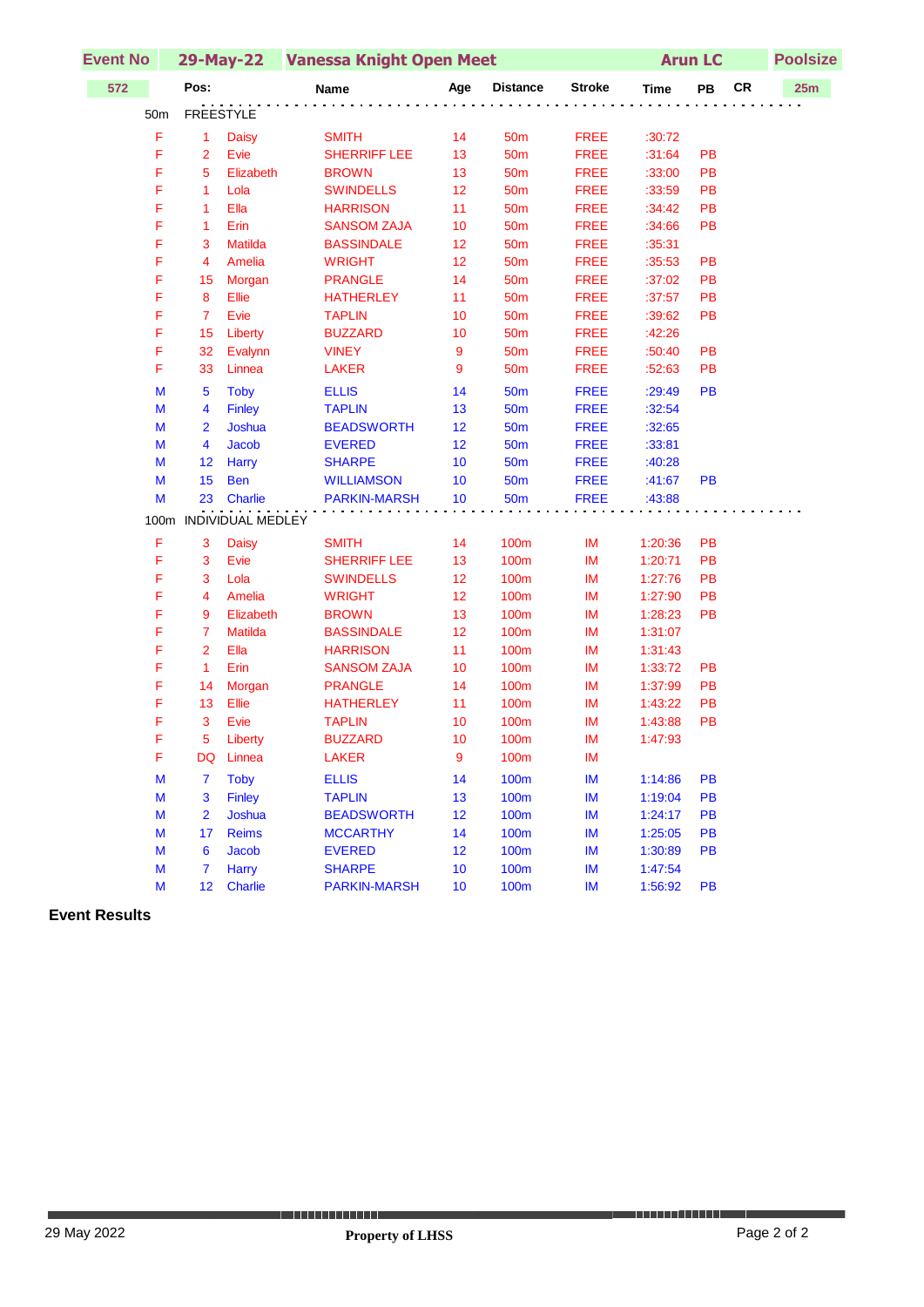| Event No | 29-May-22 | Vanessa Knight Open Meet | | | | | | Arun LC | | Poolsize |
|---|---|---|---|---|---|---|---|---|---|---|
| 572 | Pos: | | Name | Age | Distance | Stroke | Time | PB | CR | 25m |
| 50m | FREESTYLE | | | | | | | | | |
| F | 1 | Daisy | SMITH | 14 | 50m | FREE | :30:72 | | | |
| F | 2 | Evie | SHERRIFF LEE | 13 | 50m | FREE | :31:64 | PB | | |
| F | 5 | Elizabeth | BROWN | 13 | 50m | FREE | :33:00 | PB | | |
| F | 1 | Lola | SWINDELLS | 12 | 50m | FREE | :33:59 | PB | | |
| F | 1 | Ella | HARRISON | 11 | 50m | FREE | :34:42 | PB | | |
| F | 1 | Erin | SANSOM ZAJA | 10 | 50m | FREE | :34:66 | PB | | |
| F | 3 | Matilda | BASSINDALE | 12 | 50m | FREE | :35:31 | | | |
| F | 4 | Amelia | WRIGHT | 12 | 50m | FREE | :35:53 | PB | | |
| F | 15 | Morgan | PRANGLE | 14 | 50m | FREE | :37:02 | PB | | |
| F | 8 | Ellie | HATHERLEY | 11 | 50m | FREE | :37:57 | PB | | |
| F | 7 | Evie | TAPLIN | 10 | 50m | FREE | :39:62 | PB | | |
| F | 15 | Liberty | BUZZARD | 10 | 50m | FREE | :42:26 | | | |
| F | 32 | Evalynn | VINEY | 9 | 50m | FREE | :50:40 | PB | | |
| F | 33 | Linnea | LAKER | 9 | 50m | FREE | :52:63 | PB | | |
| M | 5 | Toby | ELLIS | 14 | 50m | FREE | :29:49 | PB | | |
| M | 4 | Finley | TAPLIN | 13 | 50m | FREE | :32:54 | | | |
| M | 2 | Joshua | BEADSWORTH | 12 | 50m | FREE | :32:65 | | | |
| M | 4 | Jacob | EVERED | 12 | 50m | FREE | :33:81 | | | |
| M | 12 | Harry | SHARPE | 10 | 50m | FREE | :40:28 | | | |
| M | 15 | Ben | WILLIAMSON | 10 | 50m | FREE | :41:67 | PB | | |
| M | 23 | Charlie | PARKIN-MARSH | 10 | 50m | FREE | :43:88 | | | |
| 100m | INDIVIDUAL MEDLEY | | | | | | | | | |
| F | 3 | Daisy | SMITH | 14 | 100m | IM | 1:20:36 | PB | | |
| F | 3 | Evie | SHERRIFF LEE | 13 | 100m | IM | 1:20:71 | PB | | |
| F | 3 | Lola | SWINDELLS | 12 | 100m | IM | 1:27:76 | PB | | |
| F | 4 | Amelia | WRIGHT | 12 | 100m | IM | 1:27:90 | PB | | |
| F | 9 | Elizabeth | BROWN | 13 | 100m | IM | 1:28:23 | PB | | |
| F | 7 | Matilda | BASSINDALE | 12 | 100m | IM | 1:31:07 | | | |
| F | 2 | Ella | HARRISON | 11 | 100m | IM | 1:31:43 | | | |
| F | 1 | Erin | SANSOM ZAJA | 10 | 100m | IM | 1:33:72 | PB | | |
| F | 14 | Morgan | PRANGLE | 14 | 100m | IM | 1:37:99 | PB | | |
| F | 13 | Ellie | HATHERLEY | 11 | 100m | IM | 1:43:22 | PB | | |
| F | 3 | Evie | TAPLIN | 10 | 100m | IM | 1:43:88 | PB | | |
| F | 5 | Liberty | BUZZARD | 10 | 100m | IM | 1:47:93 | | | |
| F | DQ | Linnea | LAKER | 9 | 100m | IM | | | | |
| M | 7 | Toby | ELLIS | 14 | 100m | IM | 1:14:86 | PB | | |
| M | 3 | Finley | TAPLIN | 13 | 100m | IM | 1:19:04 | PB | | |
| M | 2 | Joshua | BEADSWORTH | 12 | 100m | IM | 1:24:17 | PB | | |
| M | 17 | Reims | MCCARTHY | 14 | 100m | IM | 1:25:05 | PB | | |
| M | 6 | Jacob | EVERED | 12 | 100m | IM | 1:30:89 | PB | | |
| M | 7 | Harry | SHARPE | 10 | 100m | IM | 1:47:54 | | | |
| M | 12 | Charlie | PARKIN-MARSH | 10 | 100m | IM | 1:56:92 | PB | | |

**Event Results**

29 May 2022

**Property of LHSS**